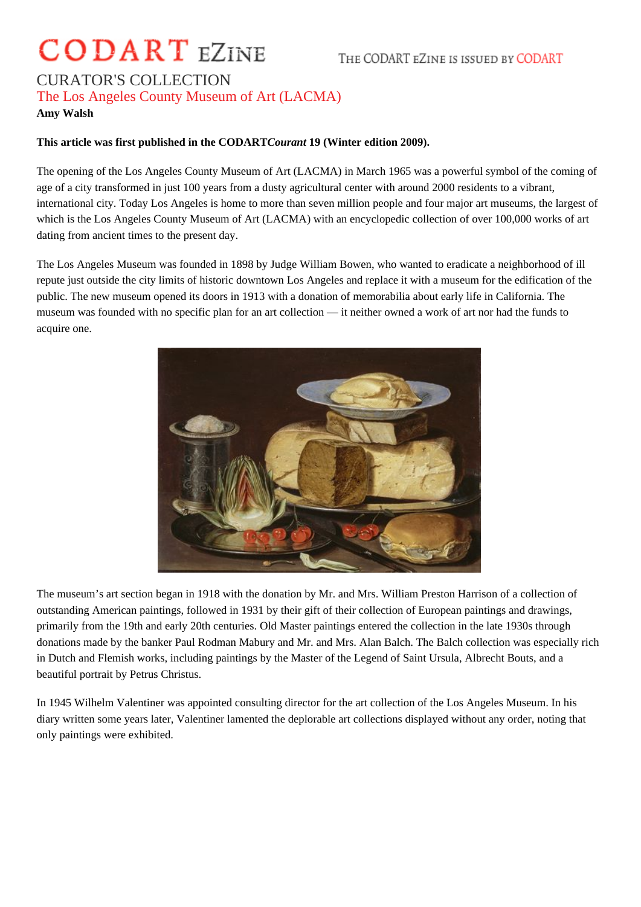# CODART eZINE

THE CODART eZINE IS ISSUED BY CODART

## CURATOR'S COLLECTION

## The Los Angeles County Museum of Art (LACMA)

**Amy Walsh**

**This article was first published in the CODART*Courant* 19 (Winter edition 2009).**

The opening of the Los Angeles County Museum of Art (LACMA) in March 1965 was a powerful symbol of the coming of age of a city transformed in just 100 years from a dusty agricultural center with around 2000 residents to a vibrant, international city. Today Los Angeles is home to more than seven million people and four major art museums, the largest of which is the Los Angeles County Museum of Art (LACMA) with an encyclopedic collection of over 100,000 works of art dating from ancient times to the present day.

The Los Angeles Museum was founded in 1898 by Judge William Bowen, who wanted to eradicate a neighborhood of ill repute just outside the city limits of historic downtown Los Angeles and replace it with a museum for the edification of the public. The new museum opened its doors in 1913 with a donation of memorabilia about early life in California. The museum was founded with no specific plan for an art collection — it neither owned a work of art nor had the funds to acquire one.

The museum's art section began in 1918 with the donation by Mr. and Mrs. William Preston Harrison of a collection of outstanding American paintings, followed in 1931 by their gift of their collection of European paintings and drawings, primarily from the 19th and early 20th centuries. Old Master paintings entered the collection in the late 1930s through donations made by the banker Paul Rodman Mabury and Mr. and Mrs. Alan Balch. The Balch collection was especially rich in Dutch and Flemish works, including paintings by the Master of the Legend of Saint Ursula, Albrecht Bouts, and a beautiful portrait by Petrus Christus.

In 1945 Wilhelm Valentiner was appointed consulting director for the art collection of the Los Angeles Museum. In his diary written some years later, Valentiner lamented the deplorable art collections displayed without any order, noting that only paintings were exhibited.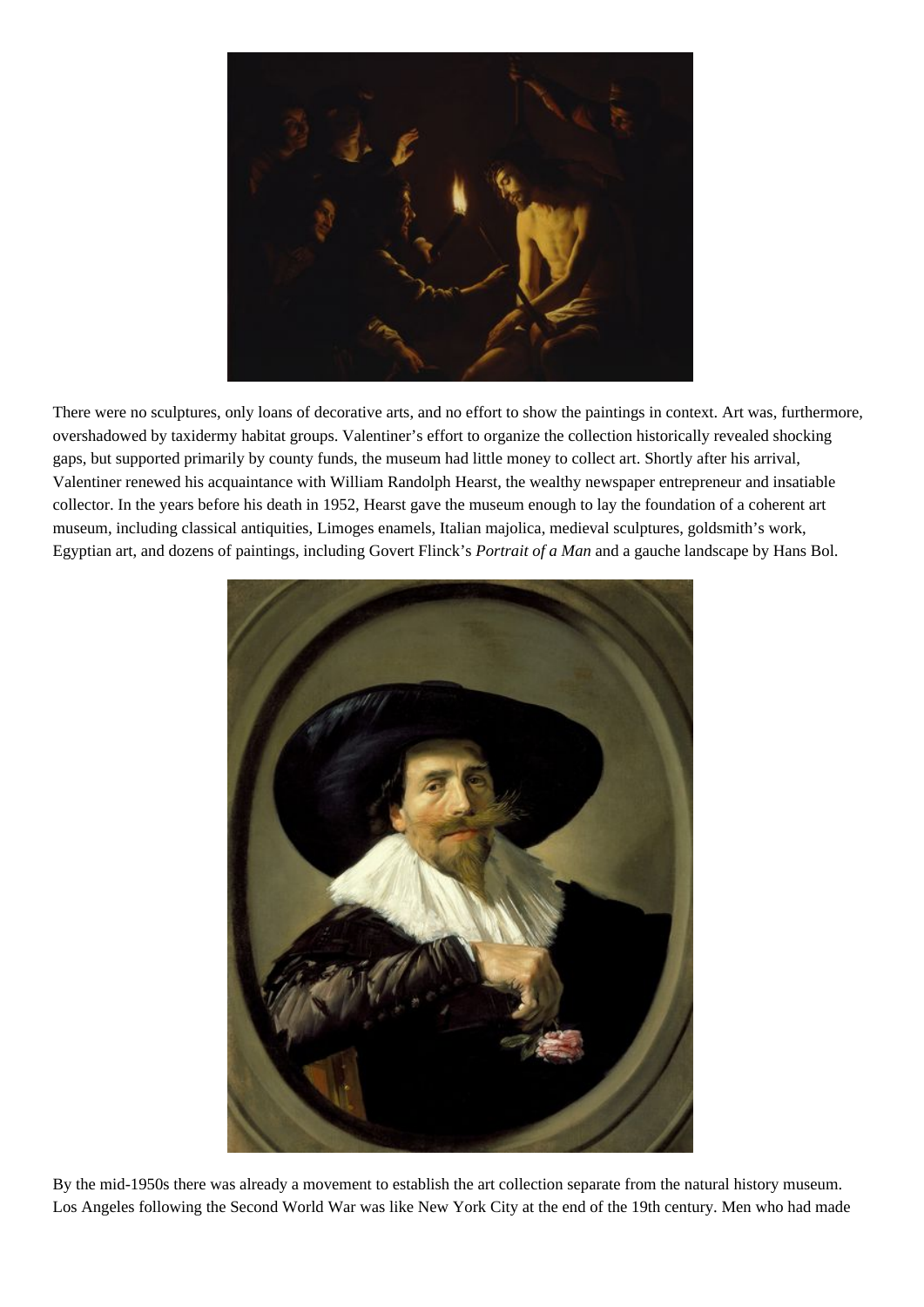There were no sculptures, only loans of decorative arts, and no effort to show the paintings in context. Art was, furthermore, overshadowed by taxidermy habitat groups. Valentiner's effort to organize the collection historically revealed shocking gaps, but supported primarily by county funds, the museum had little money to collect art. Shortly after his arrival, Valentiner renewed his acquaintance with William Randolph Hearst, the wealthy newspaper entrepreneur and insatiable collector. In the years before his death in 1952, Hearst gave the museum enough to lay the foundation of a coherent art museum, including classical antiquities, Limoges enamels, Italian majolica, medieval sculptures, goldsmith's work, Egyptian art, and dozens of paintings, including Govert Flinck's *Portrait of a Man* and a gauche landscape by Hans Bol.

By the mid-1950s there was already a movement to establish the art collection separate from the natural history museum. Los Angeles following the Second World War was like New York City at the end of the 19th century. Men who had made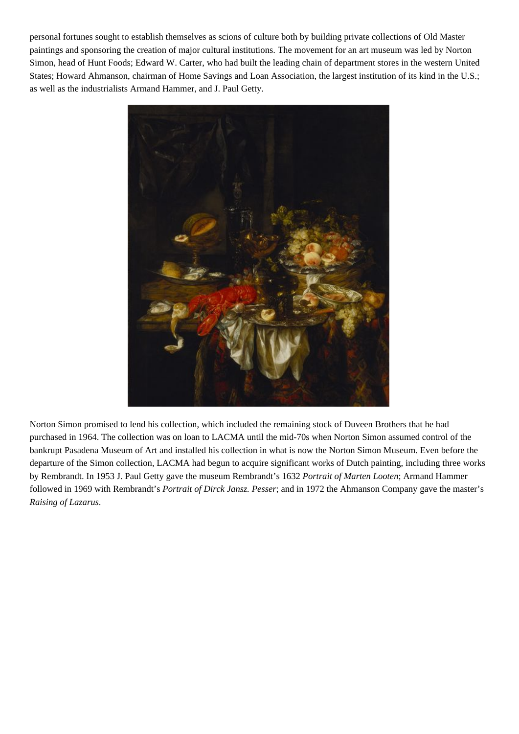personal fortunes sought to establish themselves as scions of culture both by building private collections of Old Master paintings and sponsoring the creation of major cultural institutions. The movement for an art museum was led by Norton Simon, head of Hunt Foods; Edward W. Carter, who had built the leading chain of department stores in the western United States; Howard Ahmanson, chairman of Home Savings and Loan Association, the largest institution of its kind in the U.S.; as well as the industrialists Armand Hammer, and J. Paul Getty.

Norton Simon promised to lend his collection, which included the remaining stock of Duveen Brothers that he had purchased in 1964. The collection was on loan to LACMA until the mid-70s when Norton Simon assumed control of the bankrupt Pasadena Museum of Art and installed his collection in what is now the Norton Simon Museum. Even before the departure of the Simon collection, LACMA had begun to acquire significant works of Dutch painting, including three works by Rembrandt. In 1953 J. Paul Getty gave the museum Rembrandt's 1632 *Portrait of Marten Looten*; Armand Hammer followed in 1969 with Rembrandt's *Portrait of Dirck Jansz. Pesser*; and in 1972 the Ahmanson Company gave the master's *Raising of Lazarus*.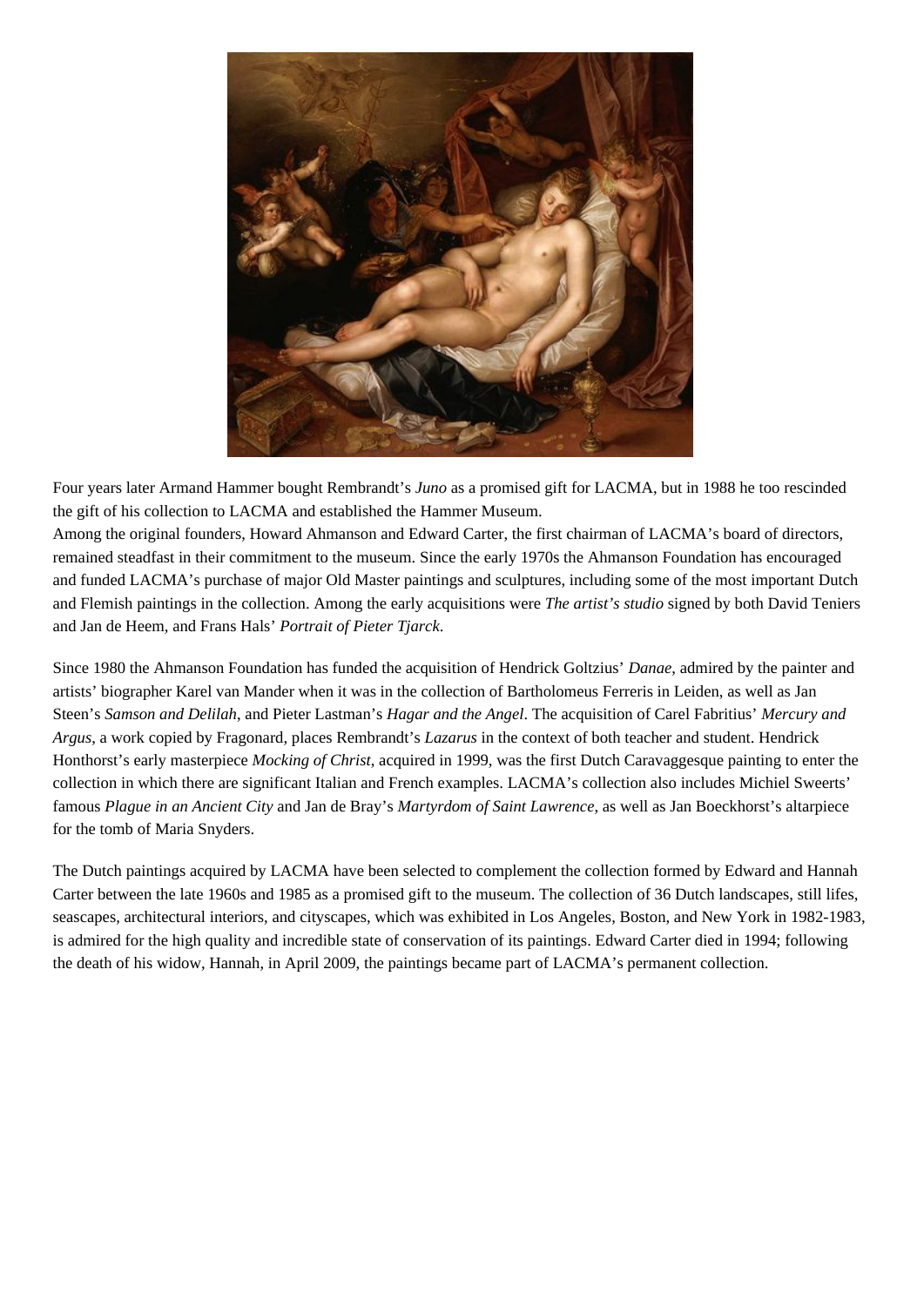Four years later Armand Hammer bought Rembrandt's *Juno* as a promised gift for LACMA, but in 1988 he too rescinded the gift of his collection to LACMA and established the Hammer Museum.
Among the original founders, Howard Ahmanson and Edward Carter, the first chairman of LACMA's board of directors, remained steadfast in their commitment to the museum. Since the early 1970s the Ahmanson Foundation has encouraged and funded LACMA's purchase of major Old Master paintings and sculptures, including some of the most important Dutch and Flemish paintings in the collection. Among the early acquisitions were *The artist's studio* signed by both David Teniers and Jan de Heem, and Frans Hals' *Portrait of Pieter Tjarck*.

Since 1980 the Ahmanson Foundation has funded the acquisition of Hendrick Goltzius' *Danae*, admired by the painter and artists' biographer Karel van Mander when it was in the collection of Bartholomeus Ferreris in Leiden, as well as Jan Steen's *Samson and Delilah*, and Pieter Lastman's *Hagar and the Angel*. The acquisition of Carel Fabritius' *Mercury and Argus*, a work copied by Fragonard, places Rembrandt's *Lazarus* in the context of both teacher and student. Hendrick Honthorst's early masterpiece *Mocking of Christ*, acquired in 1999, was the first Dutch Caravaggesque painting to enter the collection in which there are significant Italian and French examples. LACMA's collection also includes Michiel Sweerts' famous *Plague in an Ancient City* and Jan de Bray's *Martyrdom of Saint Lawrence*, as well as Jan Boeckhorst's altarpiece for the tomb of Maria Snyders.

The Dutch paintings acquired by LACMA have been selected to complement the collection formed by Edward and Hannah Carter between the late 1960s and 1985 as a promised gift to the museum. The collection of 36 Dutch landscapes, still lifes, seascapes, architectural interiors, and cityscapes, which was exhibited in Los Angeles, Boston, and New York in 1982-1983, is admired for the high quality and incredible state of conservation of its paintings. Edward Carter died in 1994; following the death of his widow, Hannah, in April 2009, the paintings became part of LACMA's permanent collection.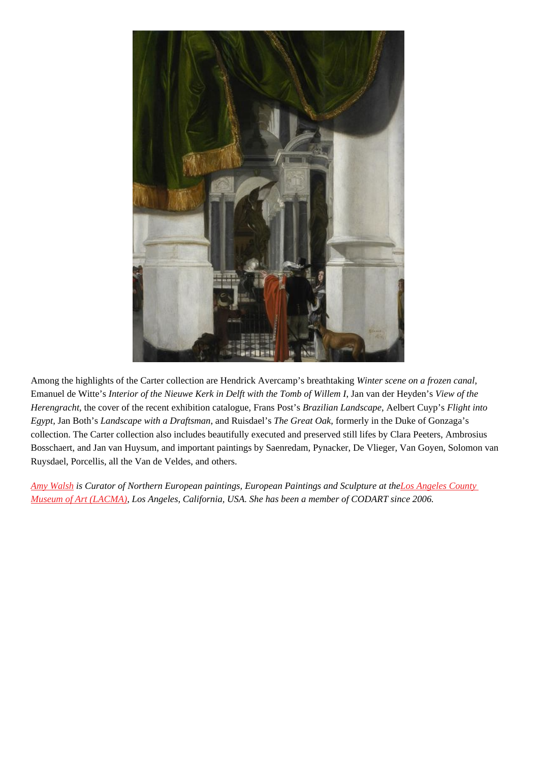Among the highlights of the Carter collection are Hendrick Avercamp's breathtaking *Winter scene on a frozen canal*, Emanuel de Witte's *Interior of the Nieuwe Kerk in Delft with the Tomb of Willem I*, Jan van der Heyden's *View of the Herengracht*, the cover of the recent exhibition catalogue, Frans Post's *Brazilian Landscape*, Aelbert Cuyp's *Flight into Egypt*, Jan Both's *Landscape with a Draftsman*, and Ruisdael's *The Great Oak*, formerly in the Duke of Gonzaga's collection. The Carter collection also includes beautifully executed and preserved still lifes by Clara Peeters, Ambrosius Bosschaert, and Jan van Huysum, and important paintings by Saenredam, Pynacker, De Vlieger, Van Goyen, Solomon van Ruysdael, Porcellis, all the Van de Veldes, and others.

*Amy Walsh is Curator of Northern European paintings, European Paintings and Sculpture at the Los Angeles County Museum of Art (LACMA), Los Angeles, California, USA. She has been a member of CODART since 2006.*